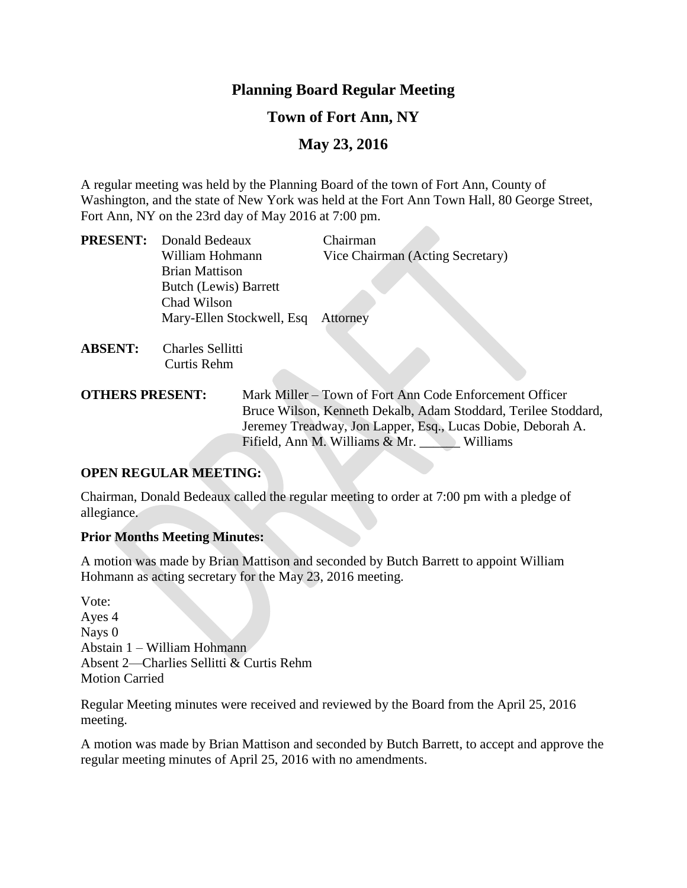# Planning Board Regular Meeting

## Town of Fort Ann, NY

## May 23, 2016

A regular meeting was held by the Planning Board of the town of Fort Ann, County of Washington, and the state of New York was held at the Fort Ann Town Hall, 80 George Street, Fort Ann, NY on the 23rd day of May 2016 at 7:00 pm.

| | | |
|---|---|---|
| **PRESENT:** | Donald Bedeaux | Chairman |
| | William Hohmann | Vice Chairman (Acting Secretary) |
| | Brian Mattison | |
| | Butch (Lewis) Barrett | |
| | Chad Wilson | |
| | Mary-Ellen Stockwell, Esq | Attorney |

**ABSENT:** Charles Sellitti
Curtis Rehm

**OTHERS PRESENT:** Mark Miller – Town of Fort Ann Code Enforcement Officer
Bruce Wilson, Kenneth Dekalb, Adam Stoddard, Terilee Stoddard, Jeremey Treadway, Jon Lapper, Esq., Lucas Dobie, Deborah A. Fifield, Ann M. Williams & Mr. ______ Williams

**OPEN REGULAR MEETING:**

Chairman, Donald Bedeaux called the regular meeting to order at 7:00 pm with a pledge of allegiance.

**Prior Months Meeting Minutes:**

A motion was made by Brian Mattison and seconded by Butch Barrett to appoint William Hohmann as acting secretary for the May 23, 2016 meeting.

Vote:
Ayes 4
Nays 0
Abstain 1 – William Hohmann
Absent 2—Charlies Sellitti & Curtis Rehm
Motion Carried

Regular Meeting minutes were received and reviewed by the Board from the April 25, 2016 meeting.

A motion was made by Brian Mattison and seconded by Butch Barrett, to accept and approve the regular meeting minutes of April 25, 2016 with no amendments.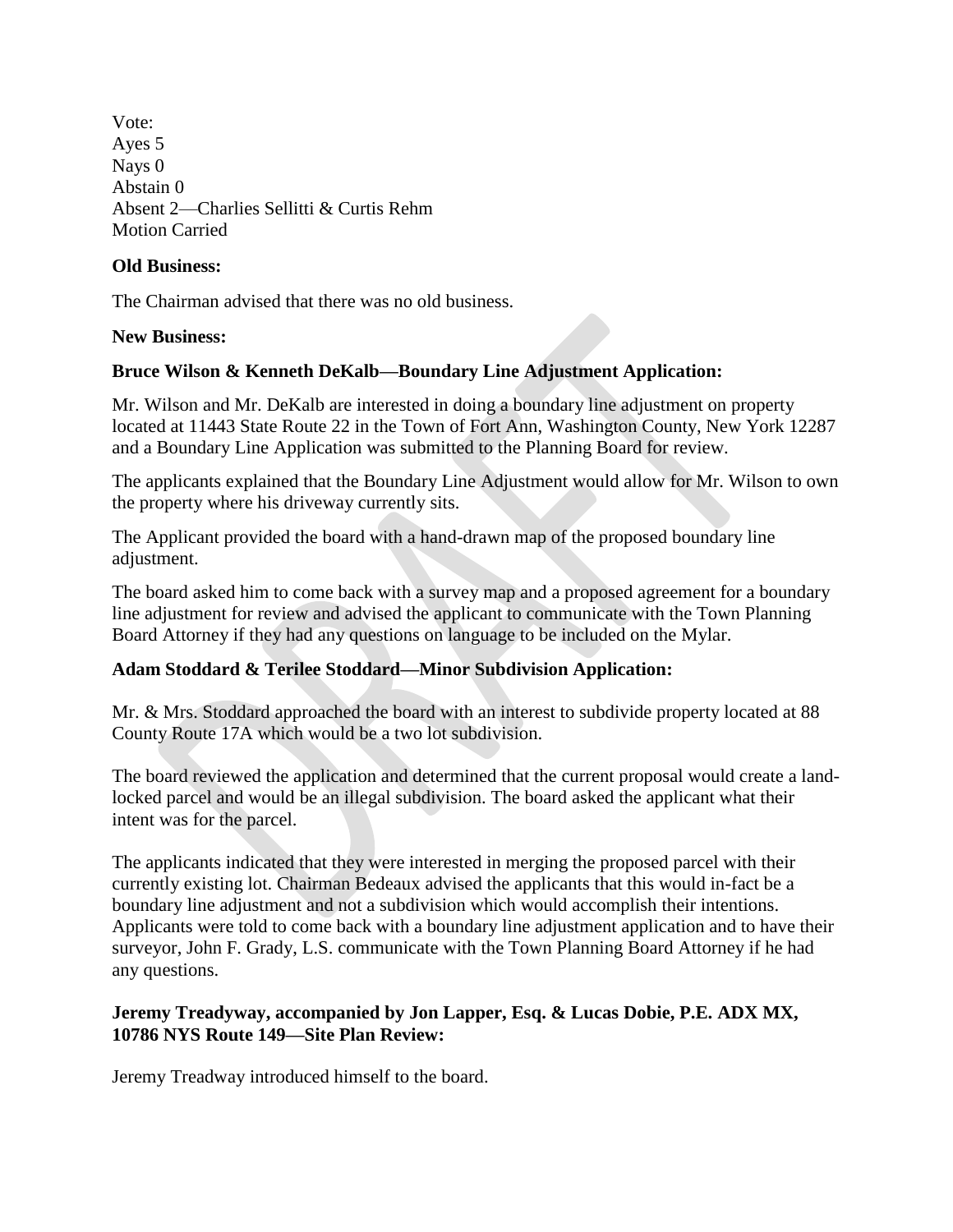Vote:
Ayes 5
Nays 0
Abstain 0
Absent 2—Charlies Sellitti & Curtis Rehm
Motion Carried

**Old Business:**

The Chairman advised that there was no old business.

**New Business:**

**Bruce Wilson & Kenneth DeKalb—Boundary Line Adjustment Application:**

Mr. Wilson and Mr. DeKalb are interested in doing a boundary line adjustment on property located at 11443 State Route 22 in the Town of Fort Ann, Washington County, New York 12287 and a Boundary Line Application was submitted to the Planning Board for review.

The applicants explained that the Boundary Line Adjustment would allow for Mr. Wilson to own the property where his driveway currently sits.

The Applicant provided the board with a hand-drawn map of the proposed boundary line adjustment.

The board asked him to come back with a survey map and a proposed agreement for a boundary line adjustment for review and advised the applicant to communicate with the Town Planning Board Attorney if they had any questions on language to be included on the Mylar.

**Adam Stoddard & Terilee Stoddard—Minor Subdivision Application:**

Mr. & Mrs. Stoddard approached the board with an interest to subdivide property located at 88 County Route 17A which would be a two lot subdivision.

The board reviewed the application and determined that the current proposal would create a land-locked parcel and would be an illegal subdivision. The board asked the applicant what their intent was for the parcel.

The applicants indicated that they were interested in merging the proposed parcel with their currently existing lot. Chairman Bedeaux advised the applicants that this would in-fact be a boundary line adjustment and not a subdivision which would accomplish their intentions. Applicants were told to come back with a boundary line adjustment application and to have their surveyor, John F. Grady, L.S. communicate with the Town Planning Board Attorney if he had any questions.

**Jeremy Treadyway, accompanied by Jon Lapper, Esq. & Lucas Dobie, P.E. ADX MX, 10786 NYS Route 149—Site Plan Review:**

Jeremy Treadway introduced himself to the board.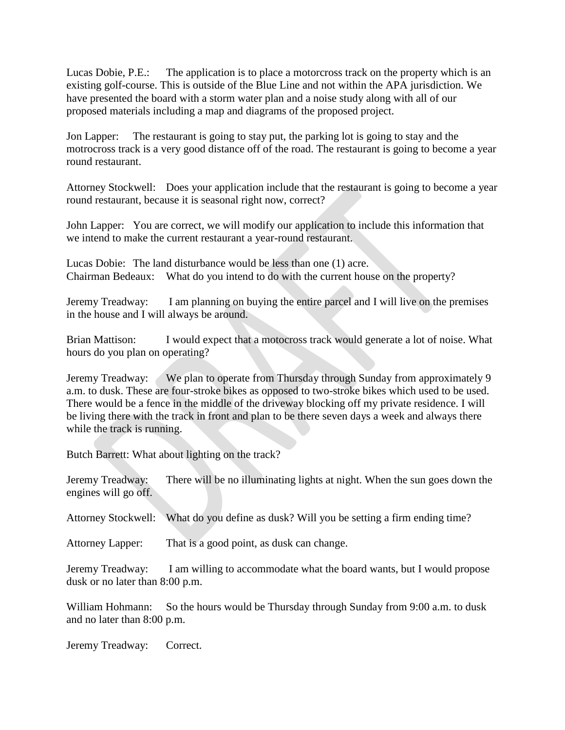Lucas Dobie, P.E.: The application is to place a motorcross track on the property which is an existing golf-course. This is outside of the Blue Line and not within the APA jurisdiction. We have presented the board with a storm water plan and a noise study along with all of our proposed materials including a map and diagrams of the proposed project.

Jon Lapper: The restaurant is going to stay put, the parking lot is going to stay and the motrocross track is a very good distance off of the road. The restaurant is going to become a year round restaurant.

Attorney Stockwell: Does your application include that the restaurant is going to become a year round restaurant, because it is seasonal right now, correct?

John Lapper: You are correct, we will modify our application to include this information that we intend to make the current restaurant a year-round restaurant.

Lucas Dobie: The land disturbance would be less than one (1) acre.
Chairman Bedeaux: What do you intend to do with the current house on the property?

Jeremy Treadway: I am planning on buying the entire parcel and I will live on the premises in the house and I will always be around.

Brian Mattison: I would expect that a motocross track would generate a lot of noise. What hours do you plan on operating?

Jeremy Treadway: We plan to operate from Thursday through Sunday from approximately 9 a.m. to dusk. These are four-stroke bikes as opposed to two-stroke bikes which used to be used. There would be a fence in the middle of the driveway blocking off my private residence. I will be living there with the track in front and plan to be there seven days a week and always there while the track is running.

Butch Barrett: What about lighting on the track?

Jeremy Treadway: There will be no illuminating lights at night. When the sun goes down the engines will go off.

Attorney Stockwell: What do you define as dusk? Will you be setting a firm ending time?

Attorney Lapper: That is a good point, as dusk can change.

Jeremy Treadway: I am willing to accommodate what the board wants, but I would propose dusk or no later than 8:00 p.m.

William Hohmann: So the hours would be Thursday through Sunday from 9:00 a.m. to dusk and no later than 8:00 p.m.

Jeremy Treadway: Correct.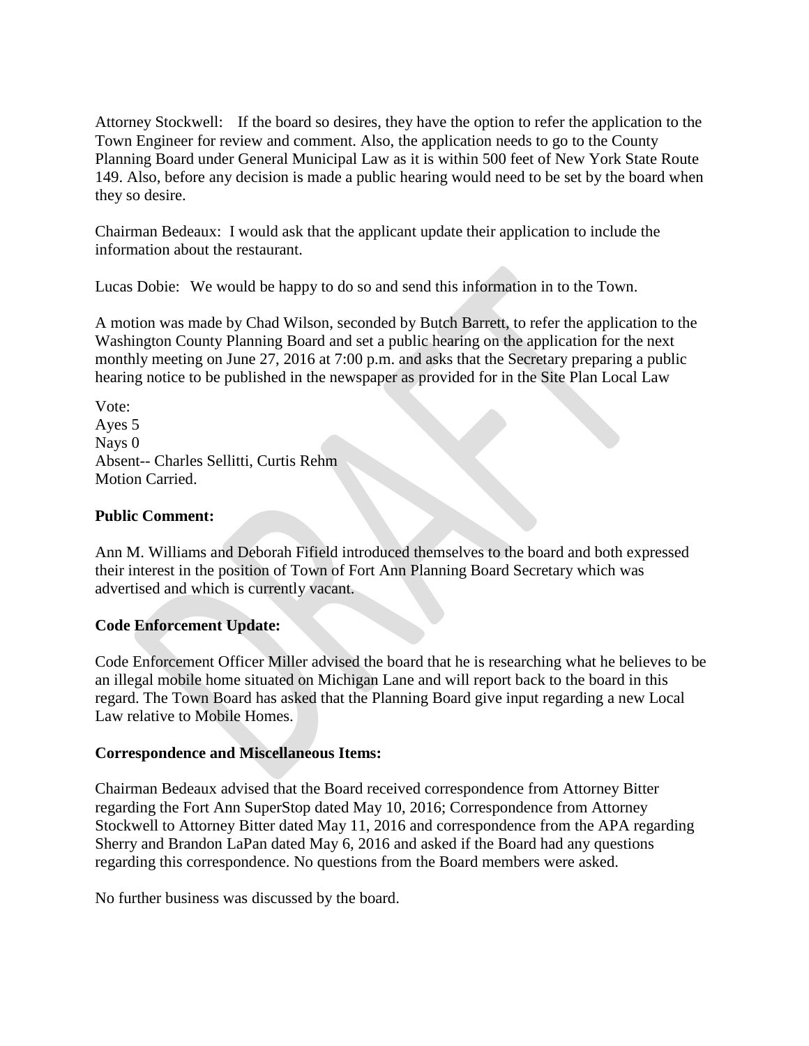Attorney Stockwell: If the board so desires, they have the option to refer the application to the Town Engineer for review and comment. Also, the application needs to go to the County Planning Board under General Municipal Law as it is within 500 feet of New York State Route 149. Also, before any decision is made a public hearing would need to be set by the board when they so desire.

Chairman Bedeaux: I would ask that the applicant update their application to include the information about the restaurant.

Lucas Dobie: We would be happy to do so and send this information in to the Town.

A motion was made by Chad Wilson, seconded by Butch Barrett, to refer the application to the Washington County Planning Board and set a public hearing on the application for the next monthly meeting on June 27, 2016 at 7:00 p.m. and asks that the Secretary preparing a public hearing notice to be published in the newspaper as provided for in the Site Plan Local Law

Vote:
Ayes 5
Nays 0
Absent-- Charles Sellitti, Curtis Rehm
Motion Carried.

**Public Comment:**

Ann M. Williams and Deborah Fifield introduced themselves to the board and both expressed their interest in the position of Town of Fort Ann Planning Board Secretary which was advertised and which is currently vacant.

**Code Enforcement Update:**

Code Enforcement Officer Miller advised the board that he is researching what he believes to be an illegal mobile home situated on Michigan Lane and will report back to the board in this regard. The Town Board has asked that the Planning Board give input regarding a new Local Law relative to Mobile Homes.

**Correspondence and Miscellaneous Items:**

Chairman Bedeaux advised that the Board received correspondence from Attorney Bitter regarding the Fort Ann SuperStop dated May 10, 2016; Correspondence from Attorney Stockwell to Attorney Bitter dated May 11, 2016 and correspondence from the APA regarding Sherry and Brandon LaPan dated May 6, 2016 and asked if the Board had any questions regarding this correspondence. No questions from the Board members were asked.

No further business was discussed by the board.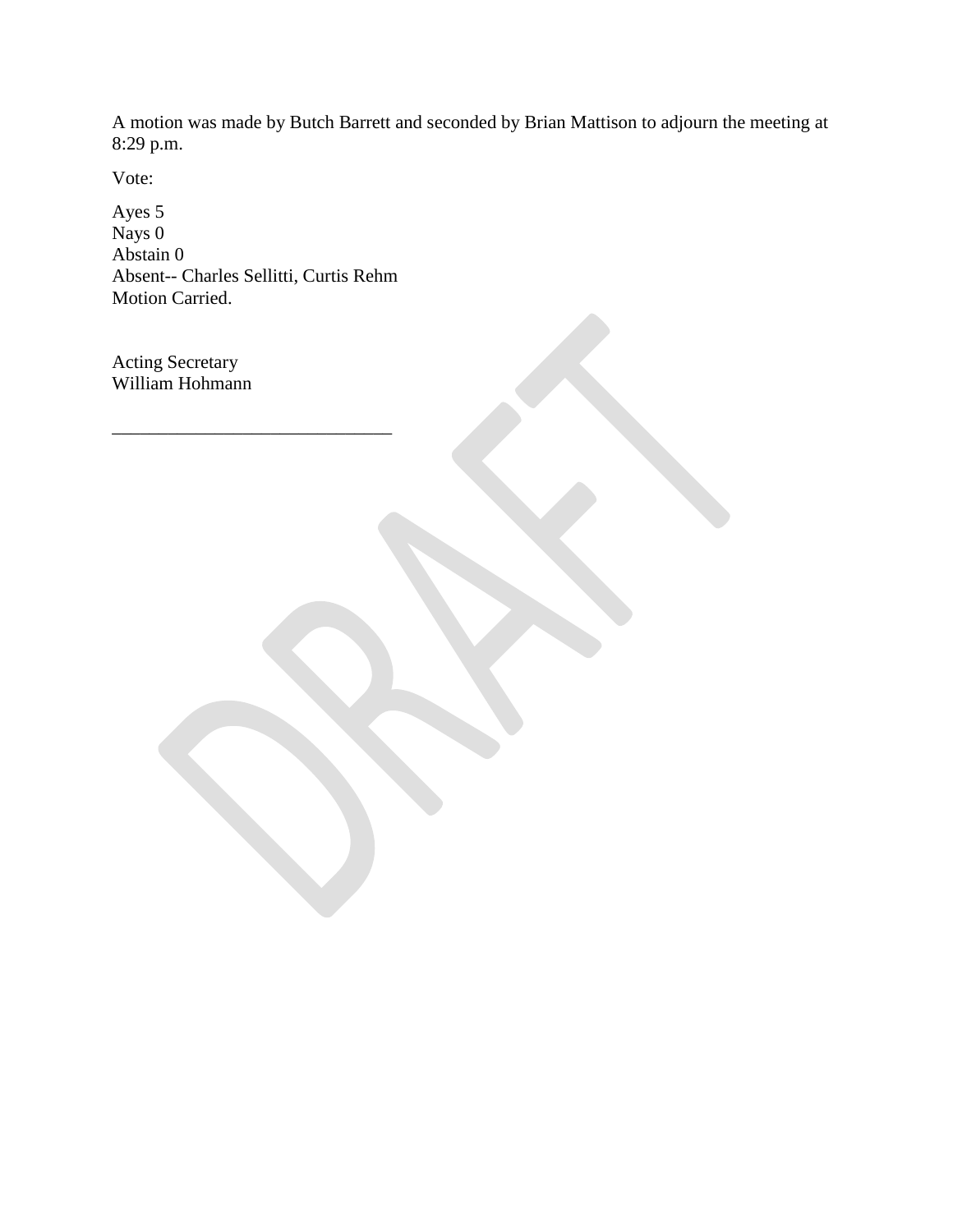A motion was made by Butch Barrett and seconded by Brian Mattison to adjourn the meeting at 8:29 p.m.

Vote:

Ayes 5
Nays 0
Abstain 0
Absent-- Charles Sellitti, Curtis Rehm
Motion Carried.

Acting Secretary
William Hohmann

_______________________________

DRAFT